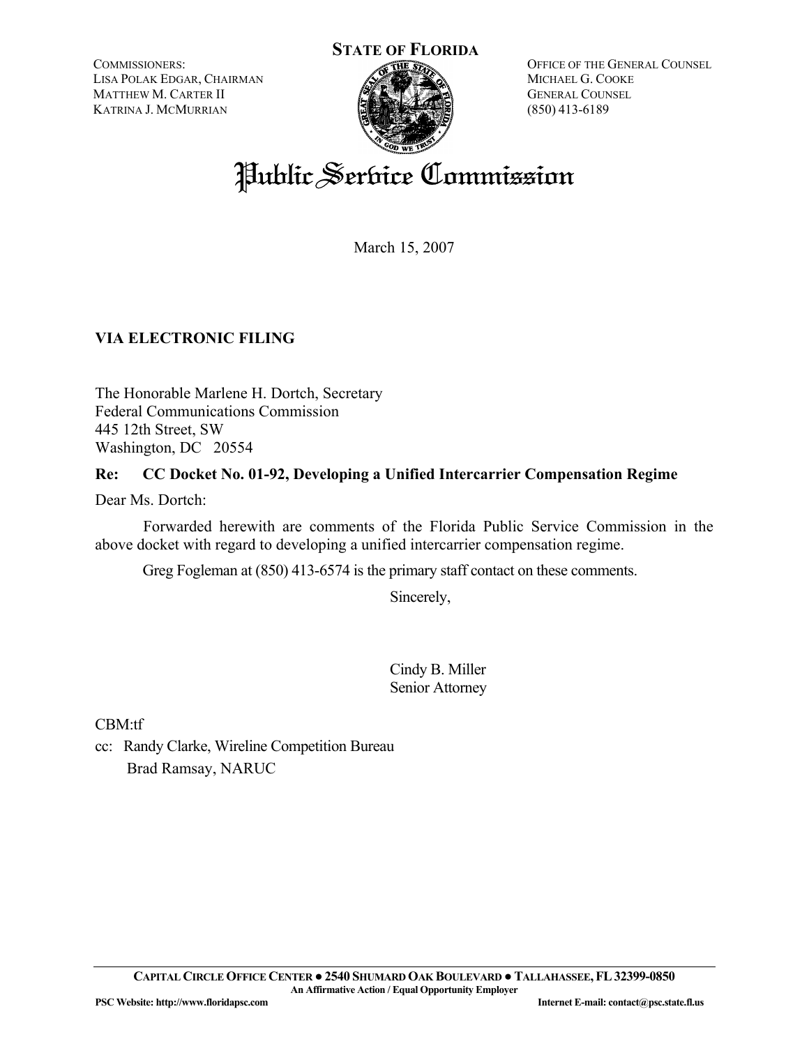**STATE OF FLORIDA**

COMMISSIONERS:
LISA POLAK EDGAR, CHAIRMAN
MATTHEW M. CARTER II
KATRINA J. MCMURRIAN

OFFICE OF THE GENERAL COUNSEL
MICHAEL G. COOKE
GENERAL COUNSEL
(850) 413-6189

# Public Service Commission

March 15, 2007

**VIA ELECTRONIC FILING**

The Honorable Marlene H. Dortch, Secretary
Federal Communications Commission
445 12th Street, SW
Washington, DC 20554

**Re: CC Docket No. 01-92, Developing a Unified Intercarrier Compensation Regime**

Dear Ms. Dortch:

Forwarded herewith are comments of the Florida Public Service Commission in the above docket with regard to developing a unified intercarrier compensation regime.

Greg Fogleman at (850) 413-6574 is the primary staff contact on these comments.

Sincerely,

Cindy B. Miller
Senior Attorney

CBM:tf

cc: Randy Clarke, Wireline Competition Bureau
Brad Ramsay, NARUC

**CAPITAL CIRCLE OFFICE CENTER ● 2540 SHUMARD OAK BOULEVARD ● TALLAHASSEE, FL 32399-0850**
**An Affirmative Action / Equal Opportunity Employer**
**PSC Website: http://www.floridapsc.com** **Internet E-mail: contact@psc.state.fl.us**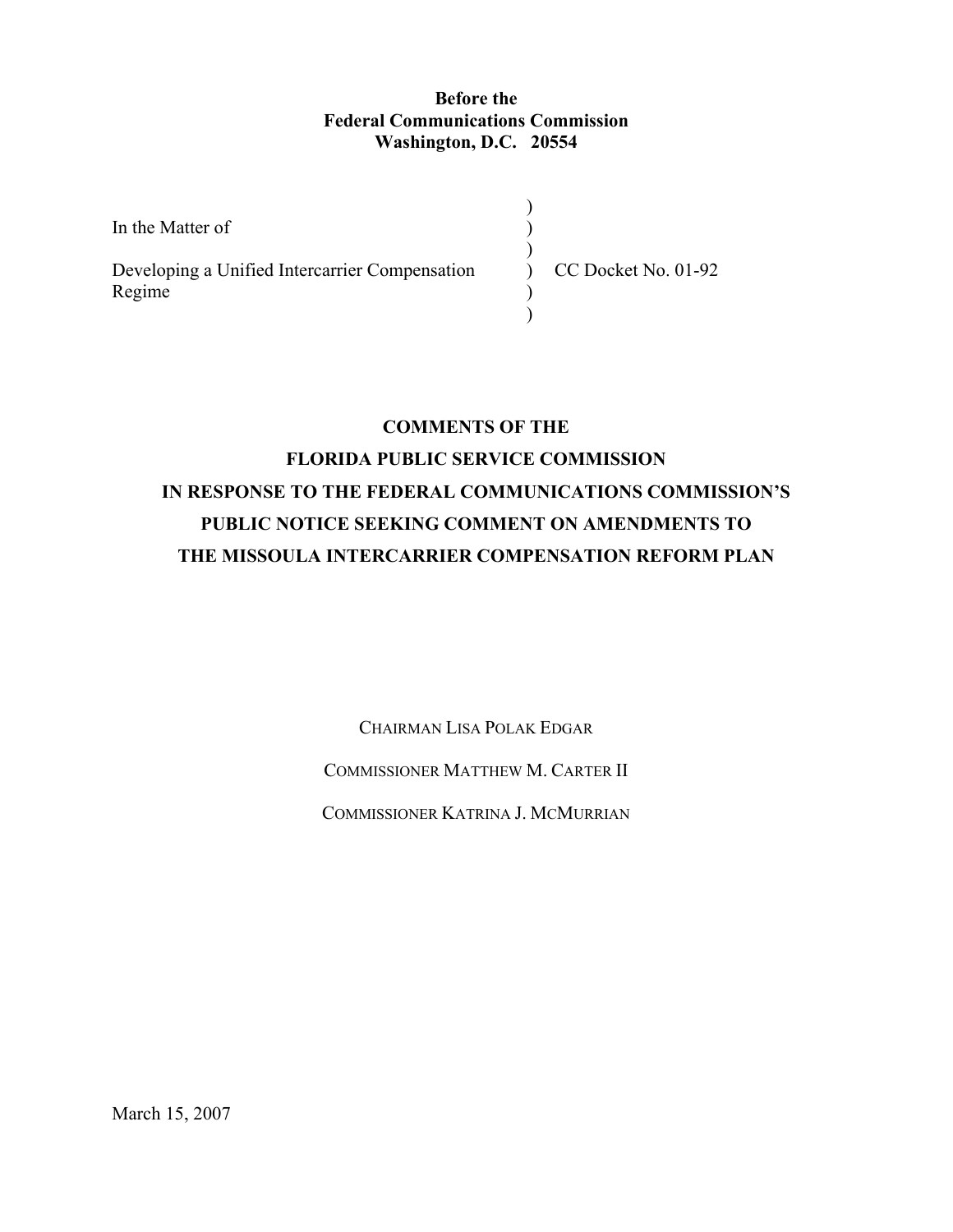**Before the**
**Federal Communications Commission**
**Washington, D.C. 20554**

| | | |
|---|---|---|
| In the Matter of | ) | |
| | ) | |
| Developing a Unified Intercarrier Compensation Regime | ) | CC Docket No. 01-92 |
| | ) | |

**COMMENTS OF THE**
**FLORIDA PUBLIC SERVICE COMMISSION**
**IN RESPONSE TO THE FEDERAL COMMUNICATIONS COMMISSION'S**
**PUBLIC NOTICE SEEKING COMMENT ON AMENDMENTS TO**
**THE MISSOULA INTERCARRIER COMPENSATION REFORM PLAN**

CHAIRMAN LISA POLAK EDGAR

COMMISSIONER MATTHEW M. CARTER II

COMMISSIONER KATRINA J. MCMURRIAN

March 15, 2007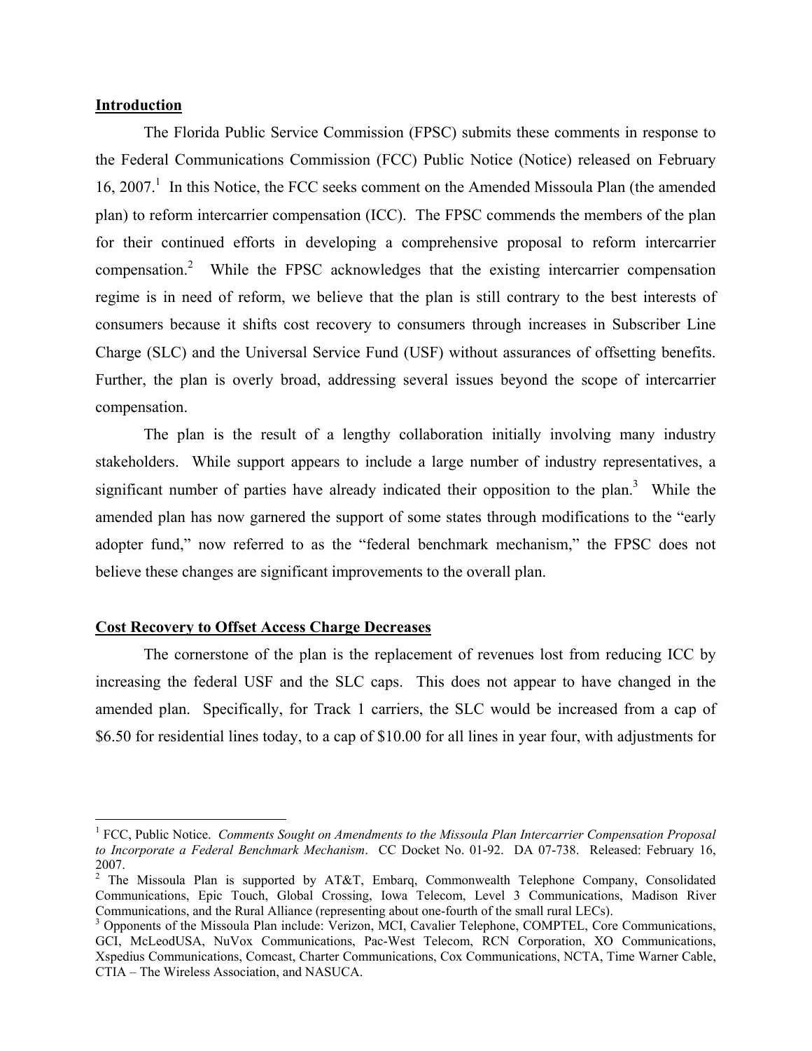**Introduction**

The Florida Public Service Commission (FPSC) submits these comments in response to the Federal Communications Commission (FCC) Public Notice (Notice) released on February 16, 2007.[1] In this Notice, the FCC seeks comment on the Amended Missoula Plan (the amended plan) to reform intercarrier compensation (ICC). The FPSC commends the members of the plan for their continued efforts in developing a comprehensive proposal to reform intercarrier compensation.[2] While the FPSC acknowledges that the existing intercarrier compensation regime is in need of reform, we believe that the plan is still contrary to the best interests of consumers because it shifts cost recovery to consumers through increases in Subscriber Line Charge (SLC) and the Universal Service Fund (USF) without assurances of offsetting benefits. Further, the plan is overly broad, addressing several issues beyond the scope of intercarrier compensation.

The plan is the result of a lengthy collaboration initially involving many industry stakeholders. While support appears to include a large number of industry representatives, a significant number of parties have already indicated their opposition to the plan.[3] While the amended plan has now garnered the support of some states through modifications to the "early adopter fund," now referred to as the "federal benchmark mechanism," the FPSC does not believe these changes are significant improvements to the overall plan.

**Cost Recovery to Offset Access Charge Decreases**

The cornerstone of the plan is the replacement of revenues lost from reducing ICC by increasing the federal USF and the SLC caps. This does not appear to have changed in the amended plan. Specifically, for Track 1 carriers, the SLC would be increased from a cap of $6.50 for residential lines today, to a cap of $10.00 for all lines in year four, with adjustments for

---

[1] FCC, Public Notice. *Comments Sought on Amendments to the Missoula Plan Intercarrier Compensation Proposal to Incorporate a Federal Benchmark Mechanism*. CC Docket No. 01-92. DA 07-738. Released: February 16, 2007.

[2] The Missoula Plan is supported by AT&T, Embarq, Commonwealth Telephone Company, Consolidated Communications, Epic Touch, Global Crossing, Iowa Telecom, Level 3 Communications, Madison River Communications, and the Rural Alliance (representing about one-fourth of the small rural LECs).

[3] Opponents of the Missoula Plan include: Verizon, MCI, Cavalier Telephone, COMPTEL, Core Communications, GCI, McLeodUSA, NuVox Communications, Pac-West Telecom, RCN Corporation, XO Communications, Xspedius Communications, Comcast, Charter Communications, Cox Communications, NCTA, Time Warner Cable, CTIA – The Wireless Association, and NASUCA.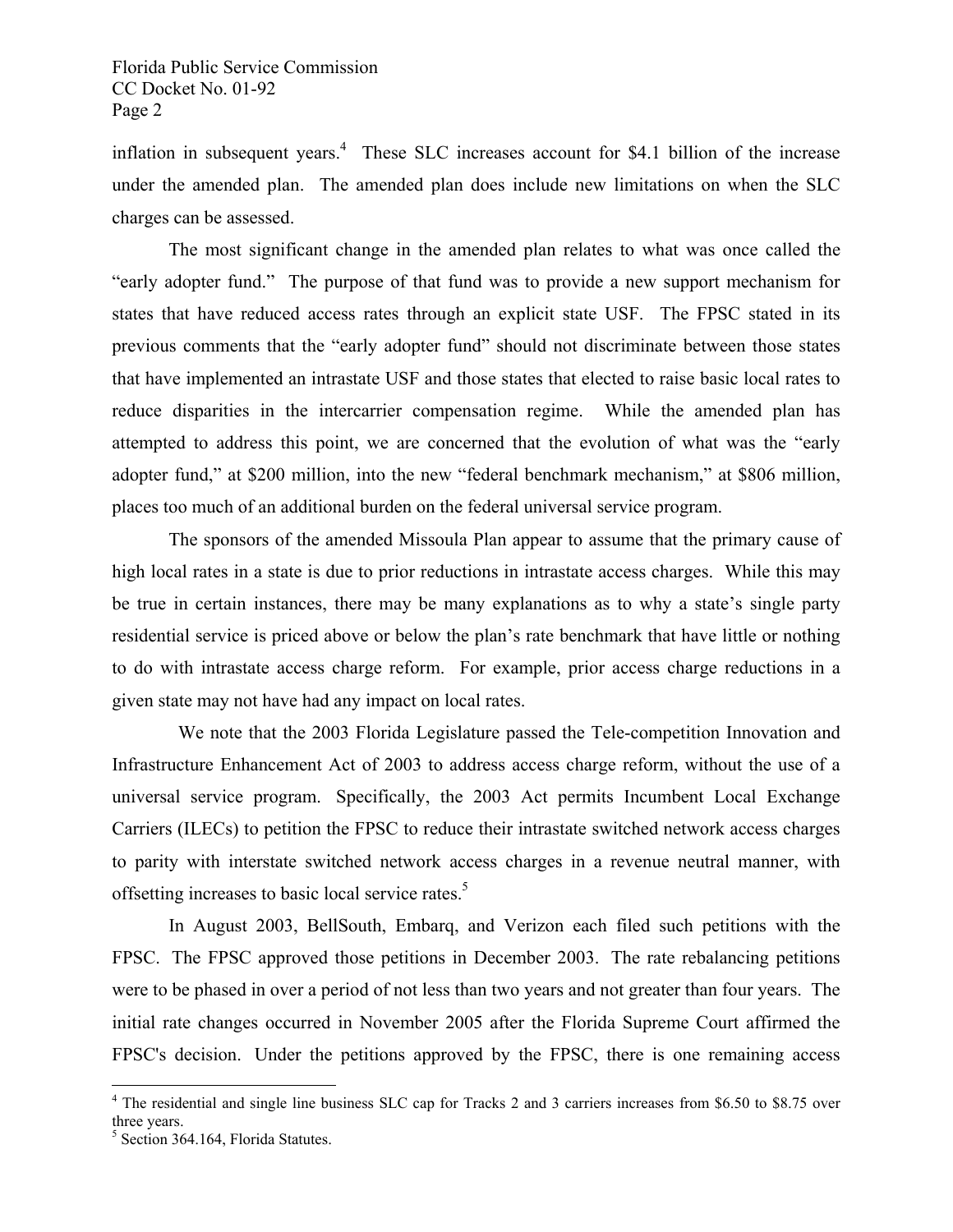inflation in subsequent years.[4] These SLC increases account for $4.1 billion of the increase under the amended plan. The amended plan does include new limitations on when the SLC charges can be assessed.

The most significant change in the amended plan relates to what was once called the "early adopter fund." The purpose of that fund was to provide a new support mechanism for states that have reduced access rates through an explicit state USF. The FPSC stated in its previous comments that the "early adopter fund" should not discriminate between those states that have implemented an intrastate USF and those states that elected to raise basic local rates to reduce disparities in the intercarrier compensation regime. While the amended plan has attempted to address this point, we are concerned that the evolution of what was the "early adopter fund," at $200 million, into the new "federal benchmark mechanism," at $806 million, places too much of an additional burden on the federal universal service program.

The sponsors of the amended Missoula Plan appear to assume that the primary cause of high local rates in a state is due to prior reductions in intrastate access charges. While this may be true in certain instances, there may be many explanations as to why a state's single party residential service is priced above or below the plan's rate benchmark that have little or nothing to do with intrastate access charge reform. For example, prior access charge reductions in a given state may not have had any impact on local rates.

We note that the 2003 Florida Legislature passed the Tele-competition Innovation and Infrastructure Enhancement Act of 2003 to address access charge reform, without the use of a universal service program. Specifically, the 2003 Act permits Incumbent Local Exchange Carriers (ILECs) to petition the FPSC to reduce their intrastate switched network access charges to parity with interstate switched network access charges in a revenue neutral manner, with offsetting increases to basic local service rates.[5]

In August 2003, BellSouth, Embarq, and Verizon each filed such petitions with the FPSC. The FPSC approved those petitions in December 2003. The rate rebalancing petitions were to be phased in over a period of not less than two years and not greater than four years. The initial rate changes occurred in November 2005 after the Florida Supreme Court affirmed the FPSC's decision. Under the petitions approved by the FPSC, there is one remaining access

---

[4] The residential and single line business SLC cap for Tracks 2 and 3 carriers increases from $6.50 to $8.75 over three years.

[5] Section 364.164, Florida Statutes.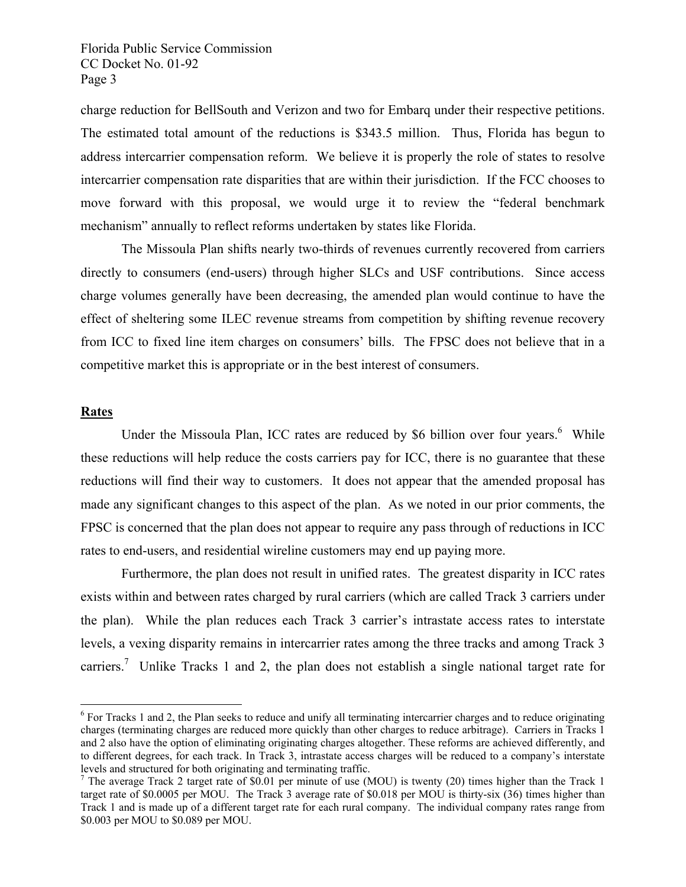charge reduction for BellSouth and Verizon and two for Embarq under their respective petitions. The estimated total amount of the reductions is $343.5 million. Thus, Florida has begun to address intercarrier compensation reform. We believe it is properly the role of states to resolve intercarrier compensation rate disparities that are within their jurisdiction. If the FCC chooses to move forward with this proposal, we would urge it to review the "federal benchmark mechanism" annually to reflect reforms undertaken by states like Florida.

The Missoula Plan shifts nearly two-thirds of revenues currently recovered from carriers directly to consumers (end-users) through higher SLCs and USF contributions. Since access charge volumes generally have been decreasing, the amended plan would continue to have the effect of sheltering some ILEC revenue streams from competition by shifting revenue recovery from ICC to fixed line item charges on consumers' bills. The FPSC does not believe that in a competitive market this is appropriate or in the best interest of consumers.

## Rates

Under the Missoula Plan, ICC rates are reduced by $6 billion over four years.[6] While these reductions will help reduce the costs carriers pay for ICC, there is no guarantee that these reductions will find their way to customers. It does not appear that the amended proposal has made any significant changes to this aspect of the plan. As we noted in our prior comments, the FPSC is concerned that the plan does not appear to require any pass through of reductions in ICC rates to end-users, and residential wireline customers may end up paying more.

Furthermore, the plan does not result in unified rates. The greatest disparity in ICC rates exists within and between rates charged by rural carriers (which are called Track 3 carriers under the plan). While the plan reduces each Track 3 carrier's intrastate access rates to interstate levels, a vexing disparity remains in intercarrier rates among the three tracks and among Track 3 carriers.[7] Unlike Tracks 1 and 2, the plan does not establish a single national target rate for

---

[6] For Tracks 1 and 2, the Plan seeks to reduce and unify all terminating intercarrier charges and to reduce originating charges (terminating charges are reduced more quickly than other charges to reduce arbitrage). Carriers in Tracks 1 and 2 also have the option of eliminating originating charges altogether. These reforms are achieved differently, and to different degrees, for each track. In Track 3, intrastate access charges will be reduced to a company's interstate levels and structured for both originating and terminating traffic.

[7] The average Track 2 target rate of $0.01 per minute of use (MOU) is twenty (20) times higher than the Track 1 target rate of $0.0005 per MOU. The Track 3 average rate of $0.018 per MOU is thirty-six (36) times higher than Track 1 and is made up of a different target rate for each rural company. The individual company rates range from $0.003 per MOU to $0.089 per MOU.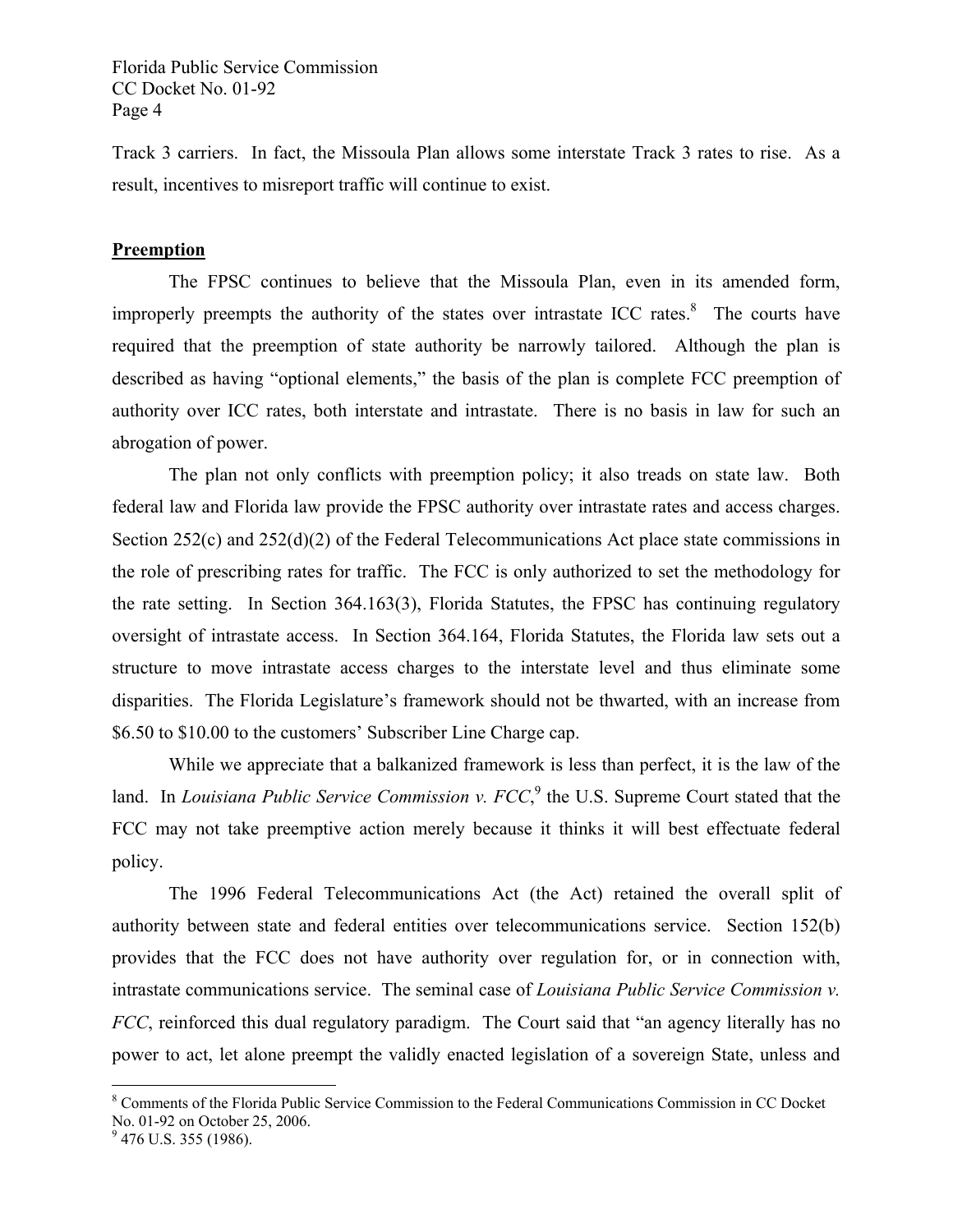Track 3 carriers. In fact, the Missoula Plan allows some interstate Track 3 rates to rise. As a result, incentives to misreport traffic will continue to exist.

## Preemption

The FPSC continues to believe that the Missoula Plan, even in its amended form, improperly preempts the authority of the states over intrastate ICC rates.[8] The courts have required that the preemption of state authority be narrowly tailored. Although the plan is described as having "optional elements," the basis of the plan is complete FCC preemption of authority over ICC rates, both interstate and intrastate. There is no basis in law for such an abrogation of power.

The plan not only conflicts with preemption policy; it also treads on state law. Both federal law and Florida law provide the FPSC authority over intrastate rates and access charges. Section 252(c) and 252(d)(2) of the Federal Telecommunications Act place state commissions in the role of prescribing rates for traffic. The FCC is only authorized to set the methodology for the rate setting. In Section 364.163(3), Florida Statutes, the FPSC has continuing regulatory oversight of intrastate access. In Section 364.164, Florida Statutes, the Florida law sets out a structure to move intrastate access charges to the interstate level and thus eliminate some disparities. The Florida Legislature's framework should not be thwarted, with an increase from \$6.50 to \$10.00 to the customers' Subscriber Line Charge cap.

While we appreciate that a balkanized framework is less than perfect, it is the law of the land. In *Louisiana Public Service Commission v. FCC*,[9] the U.S. Supreme Court stated that the FCC may not take preemptive action merely because it thinks it will best effectuate federal policy.

The 1996 Federal Telecommunications Act (the Act) retained the overall split of authority between state and federal entities over telecommunications service. Section 152(b) provides that the FCC does not have authority over regulation for, or in connection with, intrastate communications service. The seminal case of *Louisiana Public Service Commission v. FCC*, reinforced this dual regulatory paradigm. The Court said that "an agency literally has no power to act, let alone preempt the validly enacted legislation of a sovereign State, unless and

---

[8] Comments of the Florida Public Service Commission to the Federal Communications Commission in CC Docket No. 01-92 on October 25, 2006.

[9] 476 U.S. 355 (1986).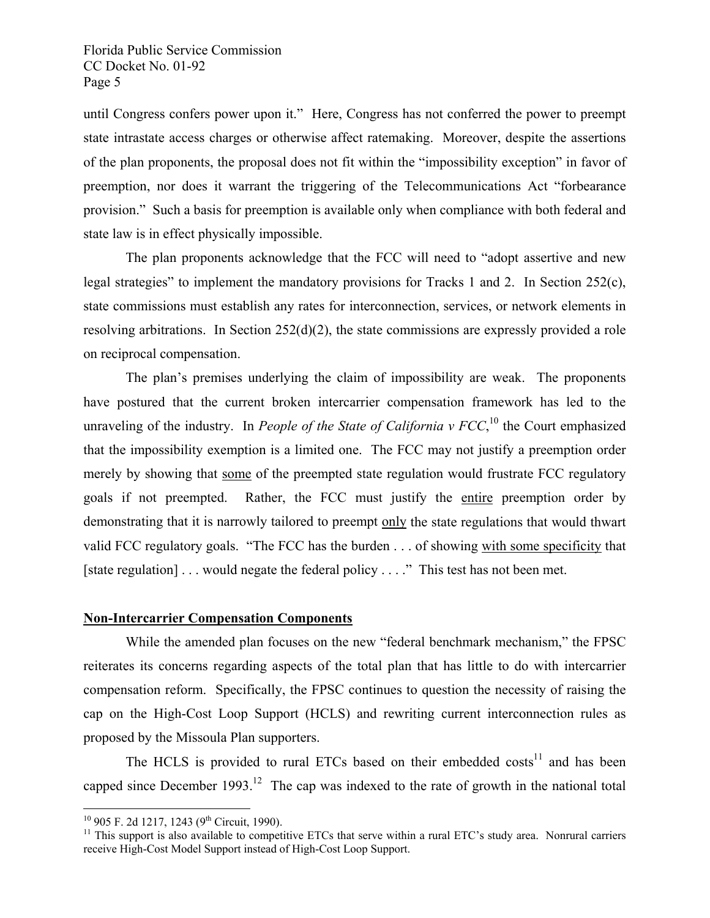until Congress confers power upon it." Here, Congress has not conferred the power to preempt state intrastate access charges or otherwise affect ratemaking. Moreover, despite the assertions of the plan proponents, the proposal does not fit within the "impossibility exception" in favor of preemption, nor does it warrant the triggering of the Telecommunications Act "forbearance provision." Such a basis for preemption is available only when compliance with both federal and state law is in effect physically impossible.

The plan proponents acknowledge that the FCC will need to "adopt assertive and new legal strategies" to implement the mandatory provisions for Tracks 1 and 2. In Section 252(c), state commissions must establish any rates for interconnection, services, or network elements in resolving arbitrations. In Section 252(d)(2), the state commissions are expressly provided a role on reciprocal compensation.

The plan's premises underlying the claim of impossibility are weak. The proponents have postured that the current broken intercarrier compensation framework has led to the unraveling of the industry. In *People of the State of California v FCC*,[10] the Court emphasized that the impossibility exemption is a limited one. The FCC may not justify a preemption order merely by showing that <u>some</u> of the preempted state regulation would frustrate FCC regulatory goals if not preempted. Rather, the FCC must justify the <u>entire</u> preemption order by demonstrating that it is narrowly tailored to preempt <u>only</u> the state regulations that would thwart valid FCC regulatory goals. "The FCC has the burden . . . of showing <u>with some specificity</u> that [state regulation] . . . would negate the federal policy . . . ." This test has not been met.

**<u>Non-Intercarrier Compensation Components</u>**

While the amended plan focuses on the new "federal benchmark mechanism," the FPSC reiterates its concerns regarding aspects of the total plan that has little to do with intercarrier compensation reform. Specifically, the FPSC continues to question the necessity of raising the cap on the High-Cost Loop Support (HCLS) and rewriting current interconnection rules as proposed by the Missoula Plan supporters.

The HCLS is provided to rural ETCs based on their embedded costs[11] and has been capped since December 1993.[12] The cap was indexed to the rate of growth in the national total

---

[10] 905 F. 2d 1217, 1243 (9th Circuit, 1990).

[11] This support is also available to competitive ETCs that serve within a rural ETC's study area. Nonrural carriers receive High-Cost Model Support instead of High-Cost Loop Support.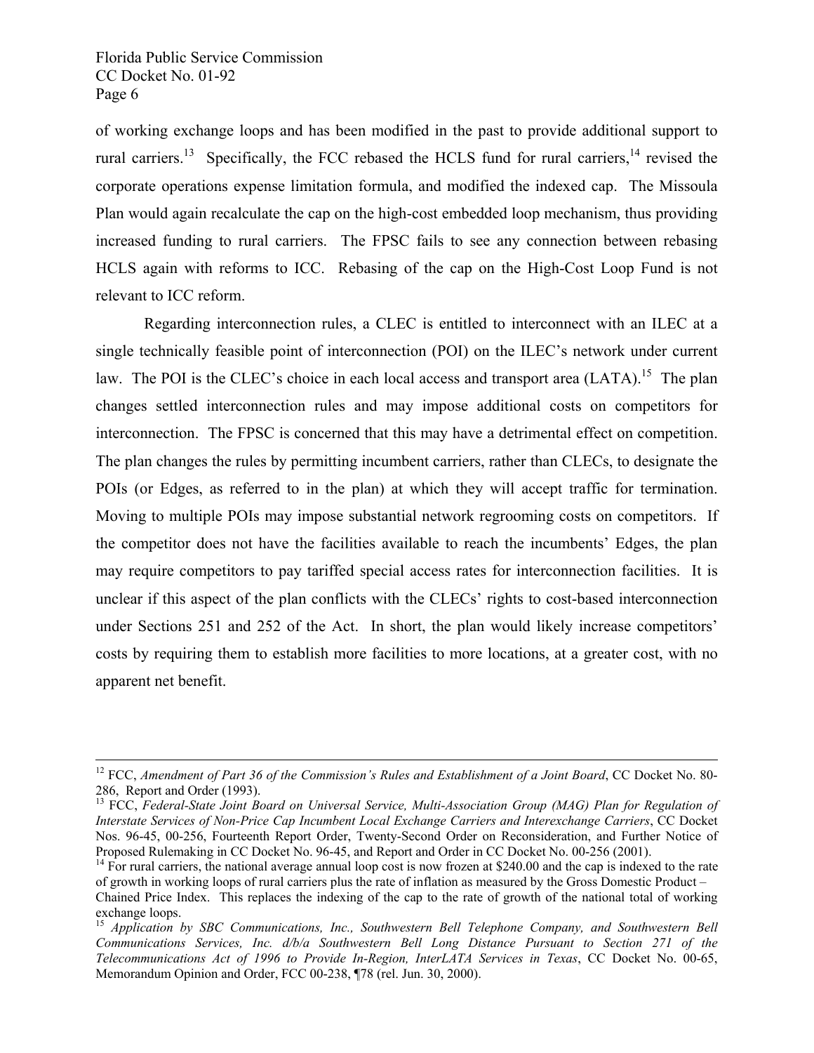of working exchange loops and has been modified in the past to provide additional support to rural carriers.[13] Specifically, the FCC rebased the HCLS fund for rural carriers,[14] revised the corporate operations expense limitation formula, and modified the indexed cap. The Missoula Plan would again recalculate the cap on the high-cost embedded loop mechanism, thus providing increased funding to rural carriers. The FPSC fails to see any connection between rebasing HCLS again with reforms to ICC. Rebasing of the cap on the High-Cost Loop Fund is not relevant to ICC reform.

Regarding interconnection rules, a CLEC is entitled to interconnect with an ILEC at a single technically feasible point of interconnection (POI) on the ILEC's network under current law. The POI is the CLEC's choice in each local access and transport area (LATA).[15] The plan changes settled interconnection rules and may impose additional costs on competitors for interconnection. The FPSC is concerned that this may have a detrimental effect on competition. The plan changes the rules by permitting incumbent carriers, rather than CLECs, to designate the POIs (or Edges, as referred to in the plan) at which they will accept traffic for termination. Moving to multiple POIs may impose substantial network regrooming costs on competitors. If the competitor does not have the facilities available to reach the incumbents' Edges, the plan may require competitors to pay tariffed special access rates for interconnection facilities. It is unclear if this aspect of the plan conflicts with the CLECs' rights to cost-based interconnection under Sections 251 and 252 of the Act. In short, the plan would likely increase competitors' costs by requiring them to establish more facilities to more locations, at a greater cost, with no apparent net benefit.

---

[12] FCC, *Amendment of Part 36 of the Commission's Rules and Establishment of a Joint Board*, CC Docket No. 80-286, Report and Order (1993).

[13] FCC, *Federal-State Joint Board on Universal Service, Multi-Association Group (MAG) Plan for Regulation of Interstate Services of Non-Price Cap Incumbent Local Exchange Carriers and Interexchange Carriers*, CC Docket Nos. 96-45, 00-256, Fourteenth Report Order, Twenty-Second Order on Reconsideration, and Further Notice of Proposed Rulemaking in CC Docket No. 96-45, and Report and Order in CC Docket No. 00-256 (2001).

[14] For rural carriers, the national average annual loop cost is now frozen at $240.00 and the cap is indexed to the rate of growth in working loops of rural carriers plus the rate of inflation as measured by the Gross Domestic Product – Chained Price Index. This replaces the indexing of the cap to the rate of growth of the national total of working exchange loops.

[15] *Application by SBC Communications, Inc., Southwestern Bell Telephone Company, and Southwestern Bell Communications Services, Inc. d/b/a Southwestern Bell Long Distance Pursuant to Section 271 of the Telecommunications Act of 1996 to Provide In-Region, InterLATA Services in Texas*, CC Docket No. 00-65, Memorandum Opinion and Order, FCC 00-238, ¶78 (rel. Jun. 30, 2000).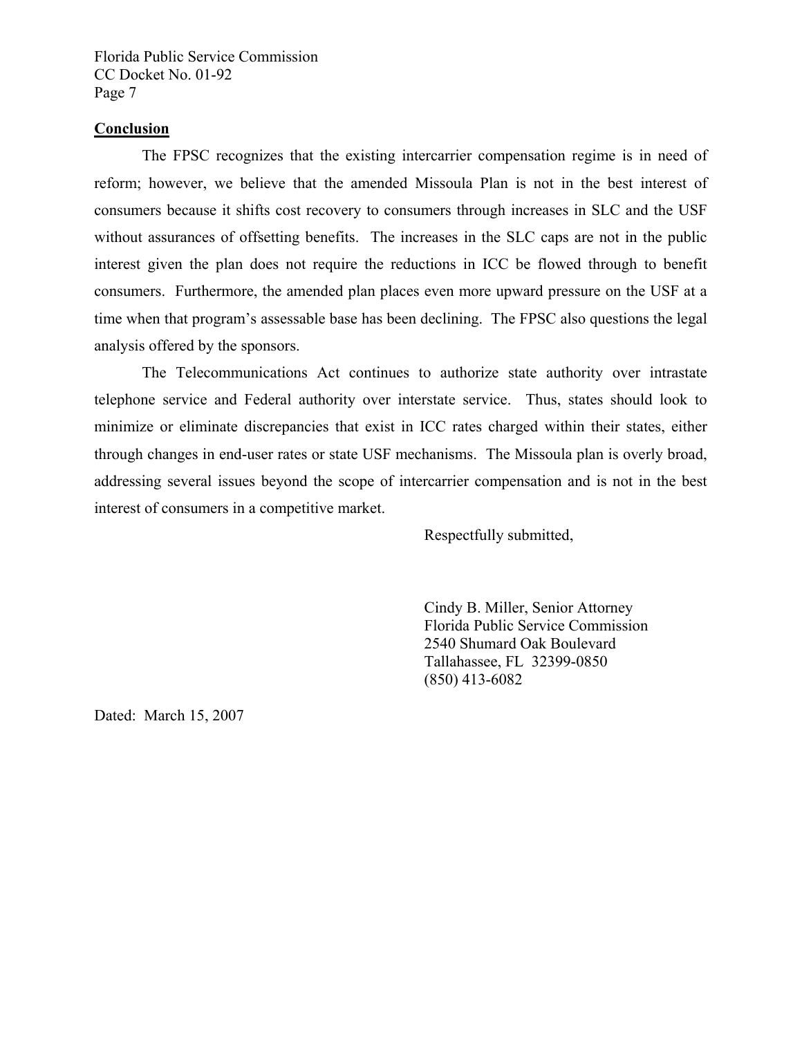**Conclusion**

The FPSC recognizes that the existing intercarrier compensation regime is in need of reform; however, we believe that the amended Missoula Plan is not in the best interest of consumers because it shifts cost recovery to consumers through increases in SLC and the USF without assurances of offsetting benefits. The increases in the SLC caps are not in the public interest given the plan does not require the reductions in ICC be flowed through to benefit consumers. Furthermore, the amended plan places even more upward pressure on the USF at a time when that program's assessable base has been declining. The FPSC also questions the legal analysis offered by the sponsors.

The Telecommunications Act continues to authorize state authority over intrastate telephone service and Federal authority over interstate service. Thus, states should look to minimize or eliminate discrepancies that exist in ICC rates charged within their states, either through changes in end-user rates or state USF mechanisms. The Missoula plan is overly broad, addressing several issues beyond the scope of intercarrier compensation and is not in the best interest of consumers in a competitive market.

Respectfully submitted,

Cindy B. Miller, Senior Attorney
Florida Public Service Commission
2540 Shumard Oak Boulevard
Tallahassee, FL 32399-0850
(850) 413-6082

Dated: March 15, 2007